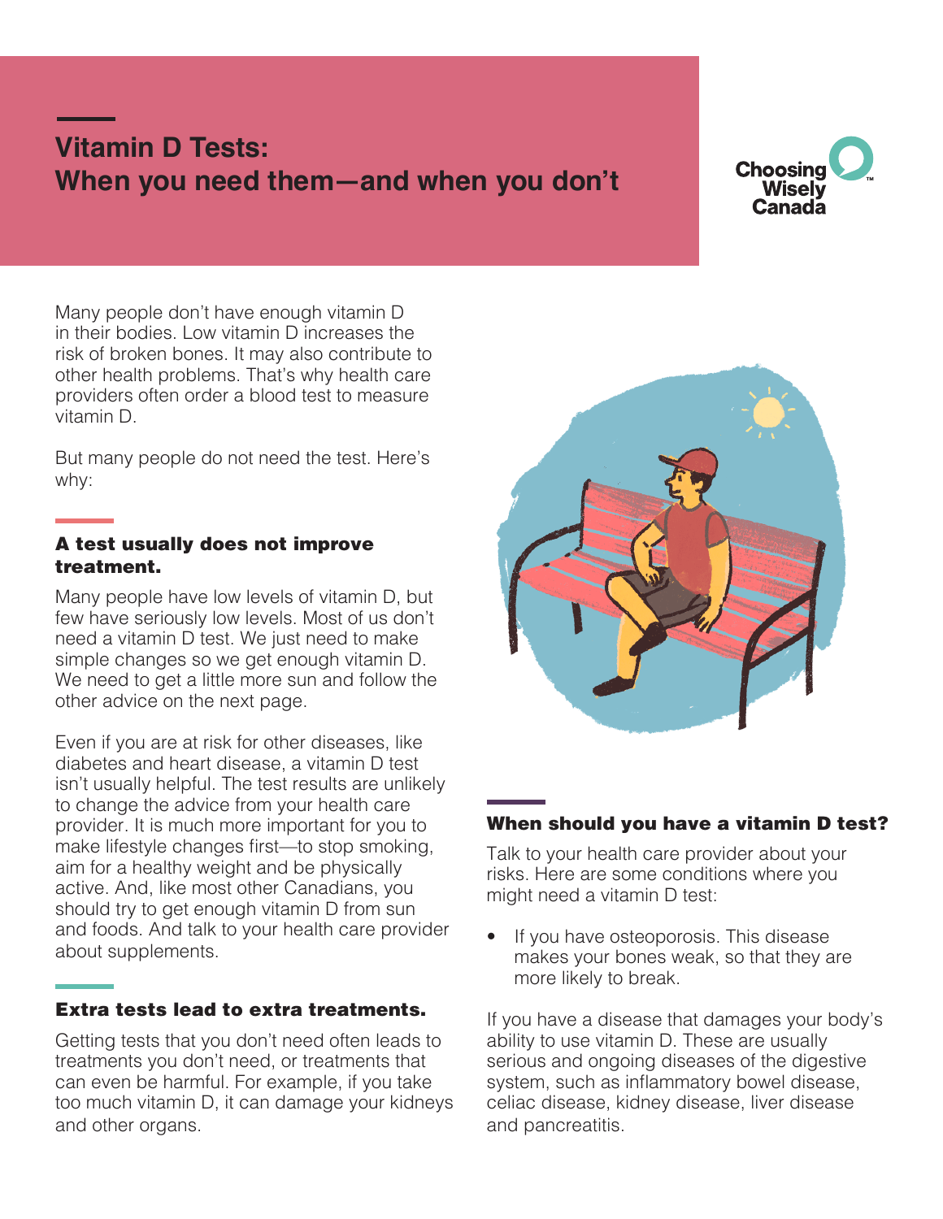# Vitamin D Tests: When you need them—and when you don't

Choosing Wisely Canada

Many people don't have enough vitamin D in their bodies. Low vitamin D increases the risk of broken bones. It may also contribute to other health problems. That's why health care providers often order a blood test to measure vitamin D.

But many people do not need the test. Here's why:

## A test usually does not improve treatment.

Many people have low levels of vitamin D, but few have seriously low levels. Most of us don't need a vitamin D test. We just need to make simple changes so we get enough vitamin D. We need to get a little more sun and follow the other advice on the next page.

Even if you are at risk for other diseases, like diabetes and heart disease, a vitamin D test isn't usually helpful. The test results are unlikely to change the advice from your health care provider. It is much more important for you to make lifestyle changes first—to stop smoking, aim for a healthy weight and be physically active. And, like most other Canadians, you should try to get enough vitamin D from sun and foods. And talk to your health care provider about supplements.

## Extra tests lead to extra treatments.

Getting tests that you don't need often leads to treatments you don't need, or treatments that can even be harmful. For example, if you take too much vitamin D, it can damage your kidneys and other organs.

## When should you have a vitamin D test?

Talk to your health care provider about your risks. Here are some conditions where you might need a vitamin D test:

- If you have osteoporosis. This disease makes your bones weak, so that they are more likely to break.

If you have a disease that damages your body's ability to use vitamin D. These are usually serious and ongoing diseases of the digestive system, such as inflammatory bowel disease, celiac disease, kidney disease, liver disease and pancreatitis.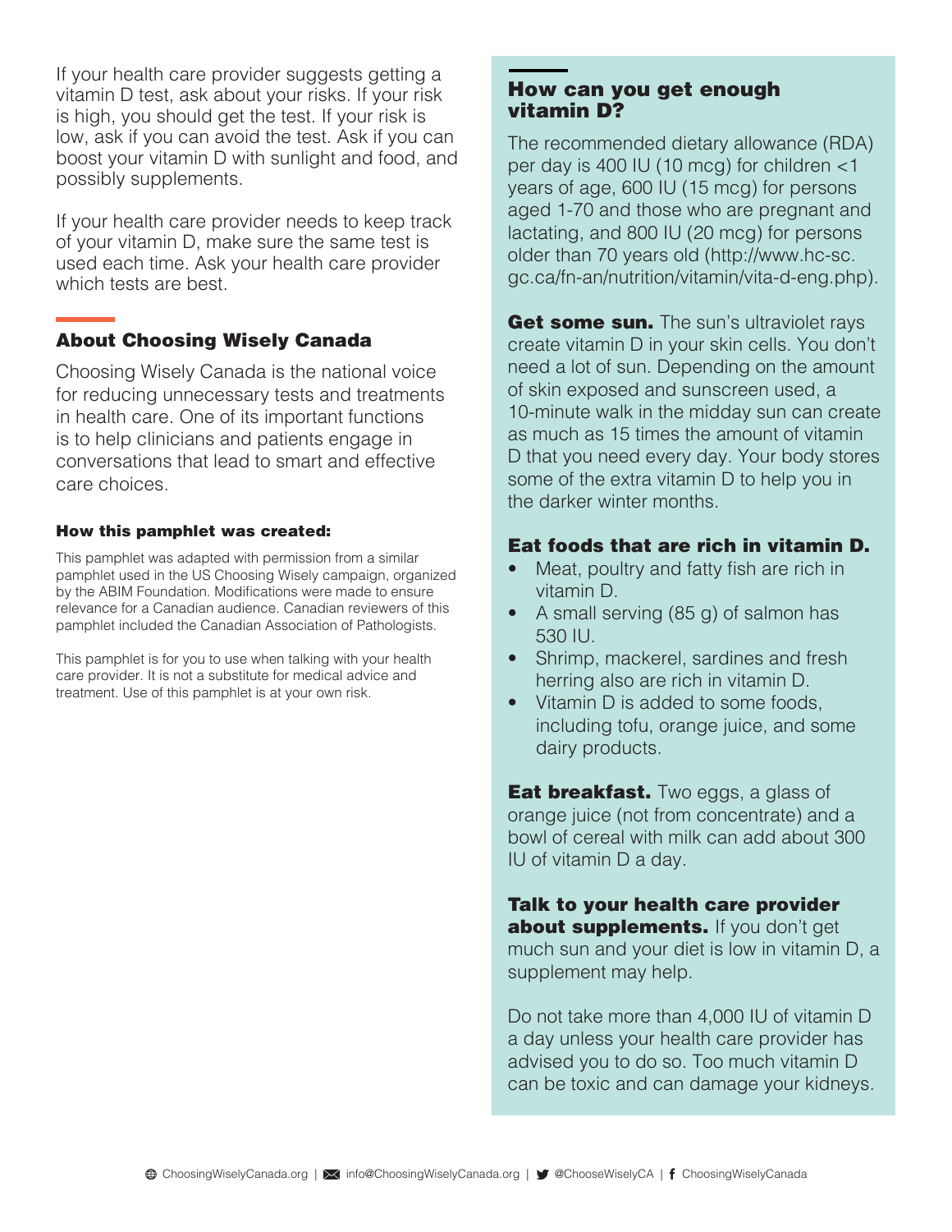If your health care provider suggests getting a vitamin D test, ask about your risks. If your risk is high, you should get the test. If your risk is low, ask if you can avoid the test. Ask if you can boost your vitamin D with sunlight and food, and possibly supplements.

If your health care provider needs to keep track of your vitamin D, make sure the same test is used each time. Ask your health care provider which tests are best.

## About Choosing Wisely Canada

Choosing Wisely Canada is the national voice for reducing unnecessary tests and treatments in health care. One of its important functions is to help clinicians and patients engage in conversations that lead to smart and effective care choices.

### How this pamphlet was created:

This pamphlet was adapted with permission from a similar pamphlet used in the US Choosing Wisely campaign, organized by the ABIM Foundation. Modifications were made to ensure relevance for a Canadian audience. Canadian reviewers of this pamphlet included the Canadian Association of Pathologists.

This pamphlet is for you to use when talking with your health care provider. It is not a substitute for medical advice and treatment. Use of this pamphlet is at your own risk.

## How can you get enough vitamin D?

The recommended dietary allowance (RDA) per day is 400 IU (10 mcg) for children <1 years of age, 600 IU (15 mcg) for persons aged 1-70 and those who are pregnant and lactating, and 800 IU (20 mcg) for persons older than 70 years old (http://www.hc-sc.gc.ca/fn-an/nutrition/vitamin/vita-d-eng.php).

**Get some sun.** The sun's ultraviolet rays create vitamin D in your skin cells. You don't need a lot of sun. Depending on the amount of skin exposed and sunscreen used, a 10-minute walk in the midday sun can create as much as 15 times the amount of vitamin D that you need every day. Your body stores some of the extra vitamin D to help you in the darker winter months.

### Eat foods that are rich in vitamin D.

- Meat, poultry and fatty fish are rich in vitamin D.
- A small serving (85 g) of salmon has 530 IU.
- Shrimp, mackerel, sardines and fresh herring also are rich in vitamin D.
- Vitamin D is added to some foods, including tofu, orange juice, and some dairy products.

**Eat breakfast.** Two eggs, a glass of orange juice (not from concentrate) and a bowl of cereal with milk can add about 300 IU of vitamin D a day.

**Talk to your health care provider about supplements.** If you don't get much sun and your diet is low in vitamin D, a supplement may help.

Do not take more than 4,000 IU of vitamin D a day unless your health care provider has advised you to do so. Too much vitamin D can be toxic and can damage your kidneys.